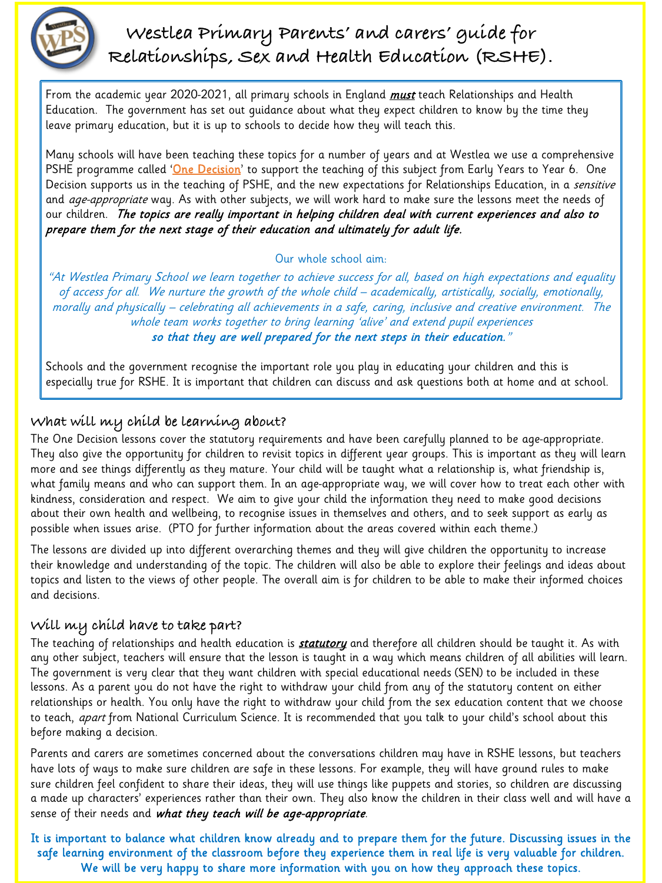# Westlea Primary Parents' and carers' guide for Relationships, Sex and Health Education (RSHE).

From the academic year 2020-2021, all primary schools in England ***must*** teach Relationships and Health Education. The government has set out guidance about what they expect children to know by the time they leave primary education, but it is up to schools to decide how they will teach this.

Many schools will have been teaching these topics for a number of years and at Westlea we use a comprehensive PSHE programme called '**One Decision**' to support the teaching of this subject from Early Years to Year 6. One Decision supports us in the teaching of PSHE, and the new expectations for Relationships Education, in a *sensitive* and *age-appropriate* way. As with other subjects, we will work hard to make sure the lessons meet the needs of our children. ***The topics are really important in helping children deal with current experiences and also to prepare them for the next stage of their education and ultimately for adult life.***

Our whole school aim:

*"At Westlea Primary School we learn together to achieve success for all, based on high expectations and equality of access for all. We nurture the growth of the whole child – academically, artistically, socially, emotionally, morally and physically – celebrating all achievements in a safe, caring, inclusive and creative environment. The whole team works together to bring learning 'alive' and extend pupil experiences* ***so that they are well prepared for the next steps in their education."***

Schools and the government recognise the important role you play in educating your children and this is especially true for RSHE. It is important that children can discuss and ask questions both at home and at school.

## What will my child be learning about?

The One Decision lessons cover the statutory requirements and have been carefully planned to be age-appropriate. They also give the opportunity for children to revisit topics in different year groups. This is important as they will learn more and see things differently as they mature. Your child will be taught what a relationship is, what friendship is, what family means and who can support them. In an age-appropriate way, we will cover how to treat each other with kindness, consideration and respect. We aim to give your child the information they need to make good decisions about their own health and wellbeing, to recognise issues in themselves and others, and to seek support as early as possible when issues arise. (PTO for further information about the areas covered within each theme.)

The lessons are divided up into different overarching themes and they will give children the opportunity to increase their knowledge and understanding of the topic. The children will also be able to explore their feelings and ideas about topics and listen to the views of other people. The overall aim is for children to be able to make their informed choices and decisions.

## Will my child have to take part?

The teaching of relationships and health education is ***statutory*** and therefore all children should be taught it. As with any other subject, teachers will ensure that the lesson is taught in a way which means children of all abilities will learn. The government is very clear that they want children with special educational needs (SEN) to be included in these lessons. As a parent you do not have the right to withdraw your child from any of the statutory content on either relationships or health. You only have the right to withdraw your child from the sex education content that we choose to teach, *apart* from National Curriculum Science. It is recommended that you talk to your child's school about this before making a decision.

Parents and carers are sometimes concerned about the conversations children may have in RSHE lessons, but teachers have lots of ways to make sure children are safe in these lessons. For example, they will have ground rules to make sure children feel confident to share their ideas, they will use things like puppets and stories, so children are discussing a made up characters' experiences rather than their own. They also know the children in their class well and will have a sense of their needs and ***what they teach will be age-appropriate***.

**It is important to balance what children know already and to prepare them for the future. Discussing issues in the safe learning environment of the classroom before they experience them in real life is very valuable for children. We will be very happy to share more information with you on how they approach these topics.**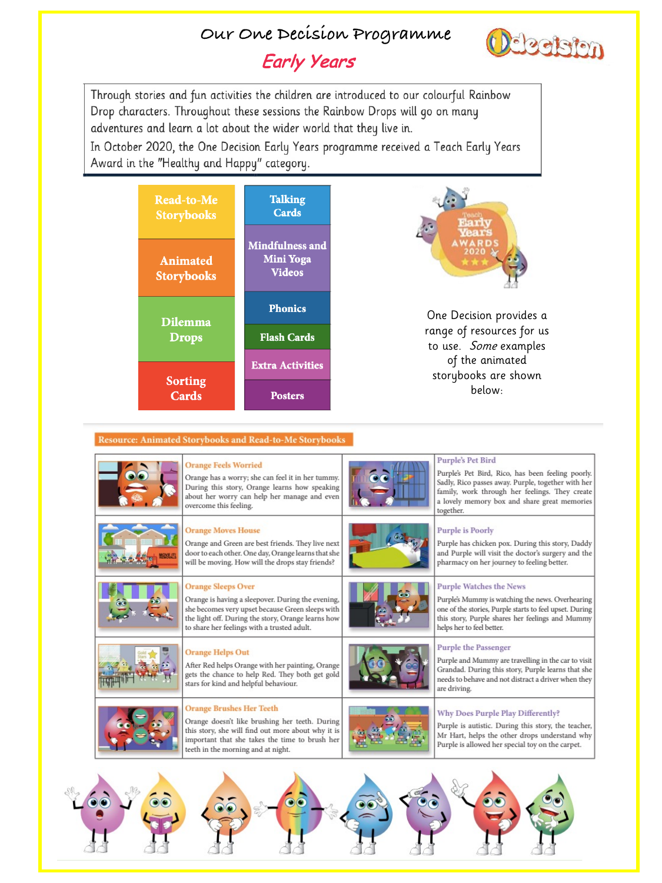# Our One Decision Programme

## Early Years

Through stories and fun activities the children are introduced to our colourful Rainbow Drop characters. Throughout these sessions the Rainbow Drops will go on many adventures and learn a lot about the wider world that they live in.

In October 2020, the One Decision Early Years programme received a Teach Early Years Award in the "Healthy and Happy" category.

- Read-to-Me Storybooks
- Animated Storybooks
- Dilemma Drops
- Sorting Cards
- Talking Cards
- Mindfulness and Mini Yoga Videos
- Phonics
- Flash Cards
- Extra Activities
- Posters

One Decision provides a range of resources for us to use. *Some* examples of the animated storybooks are shown below:

**Resource: Animated Storybooks and Read-to-Me Storybooks**

| | |
|---|---|
| **Orange Feels Worried**<br>Orange has a worry; she can feel it in her tummy. During this story, Orange learns how speaking about her worry can help her manage and even overcome this feeling. | **Purple's Pet Bird**<br>Purple's Pet Bird, Rico, has been feeling poorly. Sadly, Rico passes away. Purple, together with her family, work through her feelings. They create a lovely memory box and share great memories together. |
| **Orange Moves House**<br>Orange and Green are best friends. They live next door to each other. One day, Orange learns that she will be moving. How will the drops stay friends? | **Purple is Poorly**<br>Purple has chicken pox. During this story, Daddy and Purple will visit the doctor's surgery and the pharmacy on her journey to feeling better. |
| **Orange Sleeps Over**<br>Orange is having a sleepover. During the evening, she becomes very upset because Green sleeps with the light off. During the story, Orange learns how to share her feelings with a trusted adult. | **Purple Watches the News**<br>Purple's Mummy is watching the news. Overhearing one of the stories, Purple starts to feel upset. During this story, Purple shares her feelings and Mummy helps her to feel better. |
| **Orange Helps Out**<br>After Red helps Orange with her painting, Orange gets the chance to help Red. They both get gold stars for kind and helpful behaviour. | **Purple the Passenger**<br>Purple and Mummy are travelling in the car to visit Grandad. During this story, Purple learns that she needs to behave and not distract a driver when they are driving. |
| **Orange Brushes Her Teeth**<br>Orange doesn't like brushing her teeth. During this story, she will find out more about why it is important that she takes the time to brush her teeth in the morning and at night. | **Why Does Purple Play Differently?**<br>Purple is autistic. During this story, the teacher, Mr Hart, helps the other drops understand why Purple is allowed her special toy on the carpet. |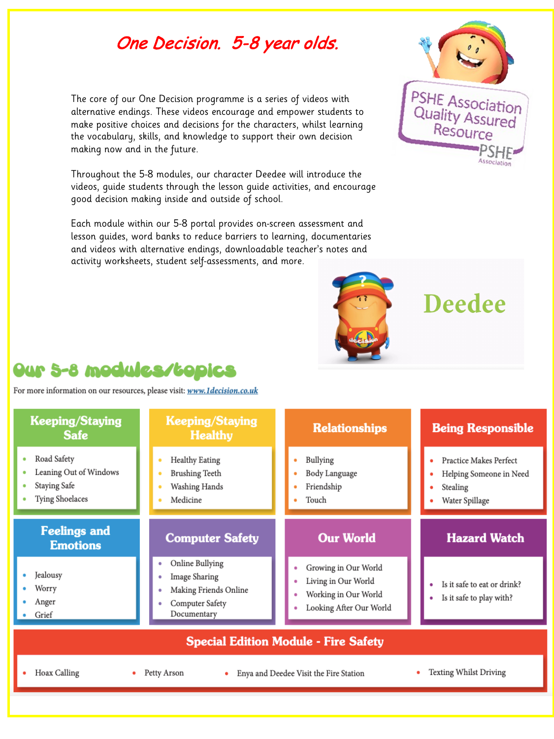# One Decision. 5-8 year olds.

The core of our One Decision programme is a series of videos with alternative endings. These videos encourage and empower students to make positive choices and decisions for the characters, whilst learning the vocabulary, skills, and knowledge to support their own decision making now and in the future.

Throughout the 5-8 modules, our character Deedee will introduce the videos, guide students through the lesson guide activities, and encourage good decision making inside and outside of school.

Each module within our 5-8 portal provides on-screen assessment and lesson guides, word banks to reduce barriers to learning, documentaries and videos with alternative endings, downloadable teacher's notes and activity worksheets, student self-assessments, and more.

PSHE Association Quality Assured Resource

Deedee

## Our 5-8 modules/topics

For more information on our resources, please visit: [www.1decision.co.uk](www.1decision.co.uk)

### Keeping/Staying Safe

- Road Safety
- Leaning Out of Windows
- Staying Safe
- Tying Shoelaces

### Keeping/Staying Healthy

- Healthy Eating
- Brushing Teeth
- Washing Hands
- Medicine

### Relationships

- Bullying
- Body Language
- Friendship
- Touch

### Being Responsible

- Practice Makes Perfect
- Helping Someone in Need
- Stealing
- Water Spillage

### Feelings and Emotions

- Jealousy
- Worry
- Anger
- Grief

### Computer Safety

- Online Bullying
- Image Sharing
- Making Friends Online
- Computer Safety Documentary

### Our World

- Growing in Our World
- Living in Our World
- Working in Our World
- Looking After Our World

### Hazard Watch

- Is it safe to eat or drink?
- Is it safe to play with?

### Special Edition Module - Fire Safety

- Hoax Calling
- Petty Arson
- Enya and Deedee Visit the Fire Station
- Texting Whilst Driving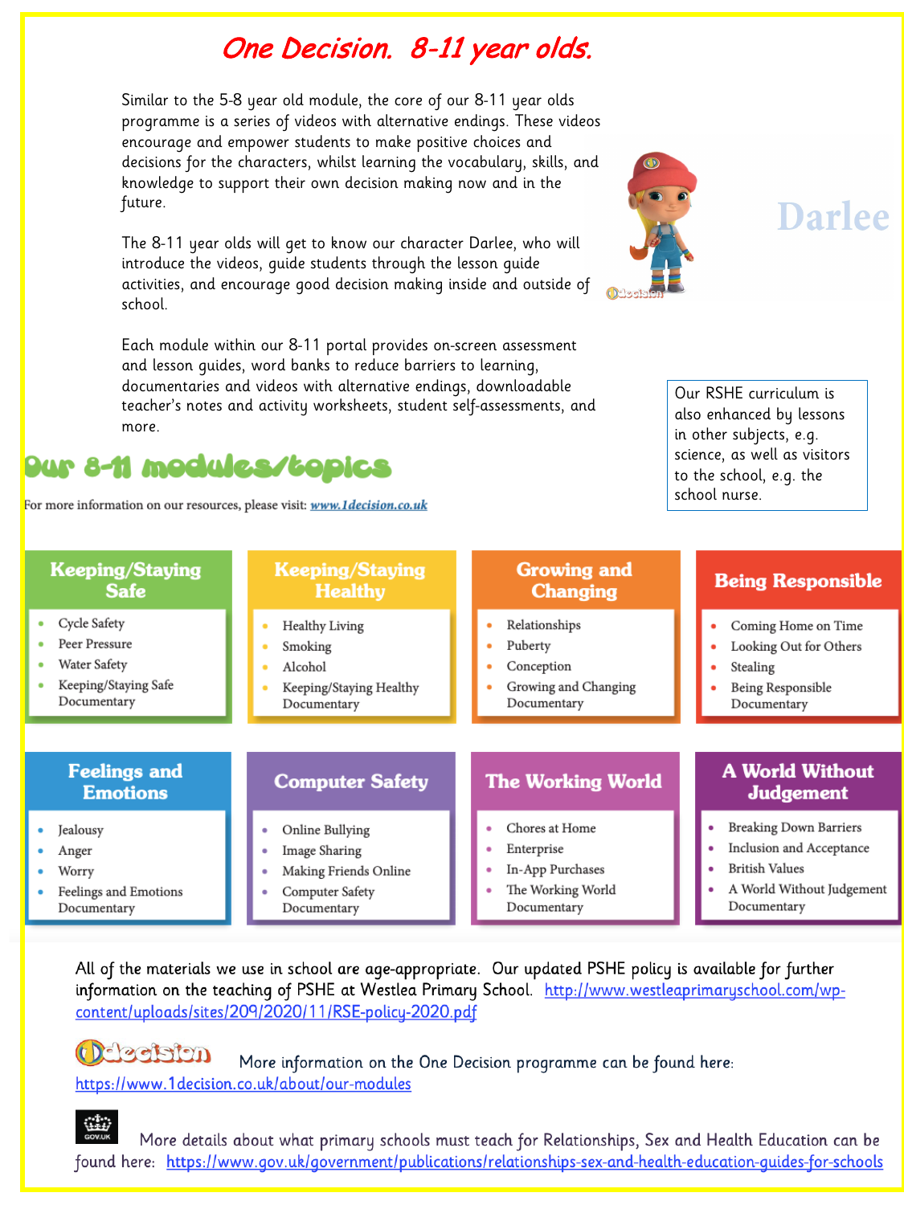# One Decision. 8-11 year olds.

Similar to the 5-8 year old module, the core of our 8-11 year olds programme is a series of videos with alternative endings. These videos encourage and empower students to make positive choices and decisions for the characters, whilst learning the vocabulary, skills, and knowledge to support their own decision making now and in the future.

The 8-11 year olds will get to know our character Darlee, who will introduce the videos, guide students through the lesson guide activities, and encourage good decision making inside and outside of school.

Darlee

Each module within our 8-11 portal provides on-screen assessment and lesson guides, word banks to reduce barriers to learning, documentaries and videos with alternative endings, downloadable teacher's notes and activity worksheets, student self-assessments, and more.

Our RSHE curriculum is also enhanced by lessons in other subjects, e.g. science, as well as visitors to the school, e.g. the school nurse.

## Our 8-11 modules/topics

For more information on our resources, please visit: www.1decision.co.uk

### Keeping/Staying Safe

- Cycle Safety
- Peer Pressure
- Water Safety
- Keeping/Staying Safe Documentary

### Keeping/Staying Healthy

- Healthy Living
- Smoking
- Alcohol
- Keeping/Staying Healthy Documentary

### Growing and Changing

- Relationships
- Puberty
- Conception
- Growing and Changing Documentary

### Being Responsible

- Coming Home on Time
- Looking Out for Others
- Stealing
- Being Responsible Documentary

### Feelings and Emotions

- Jealousy
- Anger
- Worry
- Feelings and Emotions Documentary

### Computer Safety

- Online Bullying
- Image Sharing
- Making Friends Online
- Computer Safety Documentary

### The Working World

- Chores at Home
- Enterprise
- In-App Purchases
- The Working World Documentary

### A World Without Judgement

- Breaking Down Barriers
- Inclusion and Acceptance
- British Values
- A World Without Judgement Documentary

All of the materials we use in school are age-appropriate. Our updated PSHE policy is available for further information on the teaching of PSHE at Westlea Primary School. http://www.westleaprimaryschool.com/wp-content/uploads/sites/209/2020/11/RSE-policy-2020.pdf

More information on the One Decision programme can be found here: https://www.1decision.co.uk/about/our-modules

More details about what primary schools must teach for Relationships, Sex and Health Education can be found here: https://www.gov.uk/government/publications/relationships-sex-and-health-education-guides-for-schools